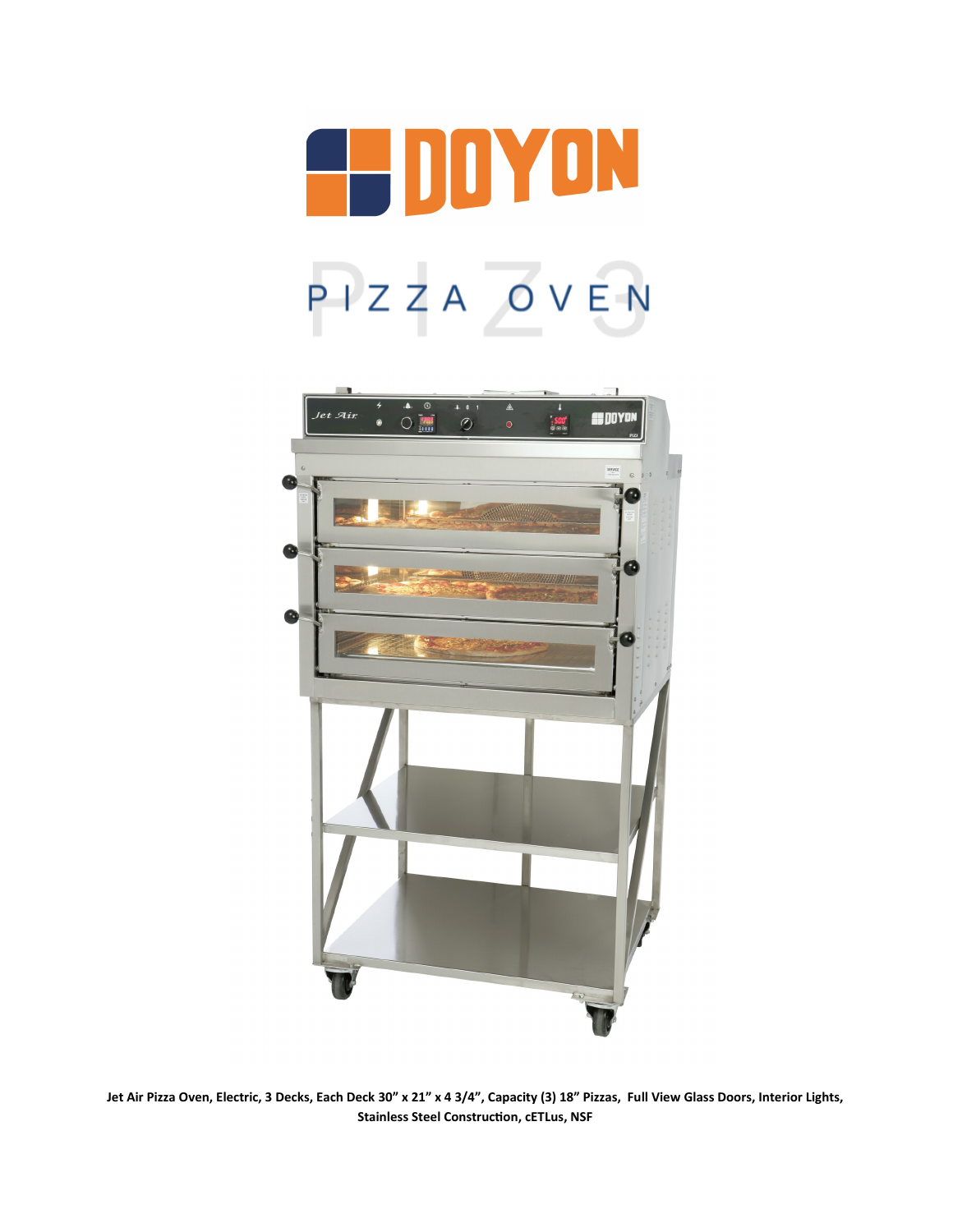# DOYON

## PIZZA OVEN

**Jet Air Pizza Oven, Electric, 3 Decks, Each Deck 30" x 21" x 4 3/4", Capacity (3) 18" Pizzas, Full View Glass Doors, Interior Lights, Stainless Steel Construction, cETLus, NSF**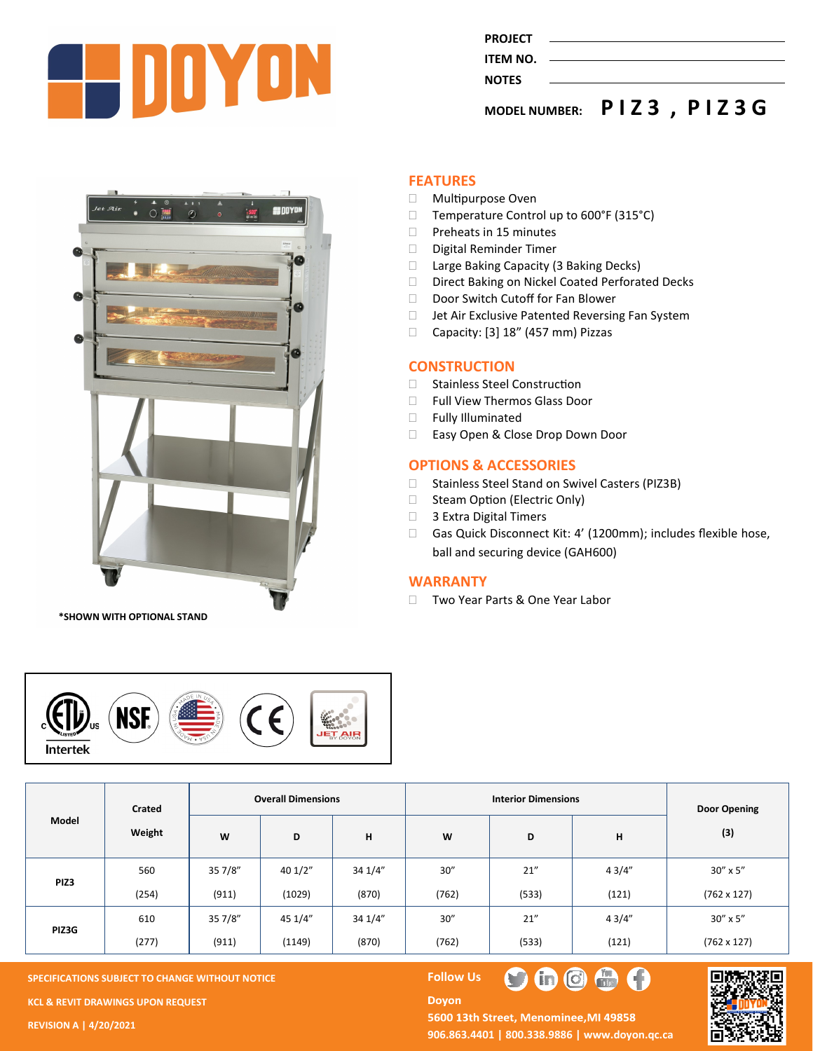PROJECT

ITEM NO.

NOTES

MODEL NUMBER: **PIZ3 , PIZ3G**

*SHOWN WITH OPTIONAL STAND

## FEATURES

- Multipurpose Oven
- Temperature Control up to 600°F (315°C)
- Preheats in 15 minutes
- Digital Reminder Timer
- Large Baking Capacity (3 Baking Decks)
- Direct Baking on Nickel Coated Perforated Decks
- Door Switch Cutoff for Fan Blower
- Jet Air Exclusive Patented Reversing Fan System
- Capacity: [3] 18" (457 mm) Pizzas

## CONSTRUCTION

- Stainless Steel Construction
- Full View Thermos Glass Door
- Fully Illuminated
- Easy Open & Close Drop Down Door

## OPTIONS & ACCESSORIES

- Stainless Steel Stand on Swivel Casters (PIZ3B)
- Steam Option (Electric Only)
- 3 Extra Digital Timers
- Gas Quick Disconnect Kit: 4' (1200mm); includes flexible hose, ball and securing device (GAH600)

## WARRANTY

- Two Year Parts & One Year Labor

| Model | Crated Weight | Overall Dimensions | | | Interior Dimensions | | | Door Opening (3) |
|---|---|---|---|---|---|---|---|---|
| | | W | D | H | W | D | H | |
| PIZ3 | 560 (254) | 35 7/8" (911) | 40 1/2" (1029) | 34 1/4" (870) | 30" (762) | 21" (533) | 4 3/4" (121) | 30" x 5" (762 x 127) |
| PIZ3G | 610 (277) | 35 7/8" (911) | 45 1/4" (1149) | 34 1/4" (870) | 30" (762) | 21" (533) | 4 3/4" (121) | 30" x 5" (762 x 127) |

SPECIFICATIONS SUBJECT TO CHANGE WITHOUT NOTICE

KCL & REVIT DRAWINGS UPON REQUEST

REVISION A | 4/20/2021

Follow Us

Doyon
5600 13th Street, Menominee,MI 49858
906.863.4401 | 800.338.9886 | www.doyon.qc.ca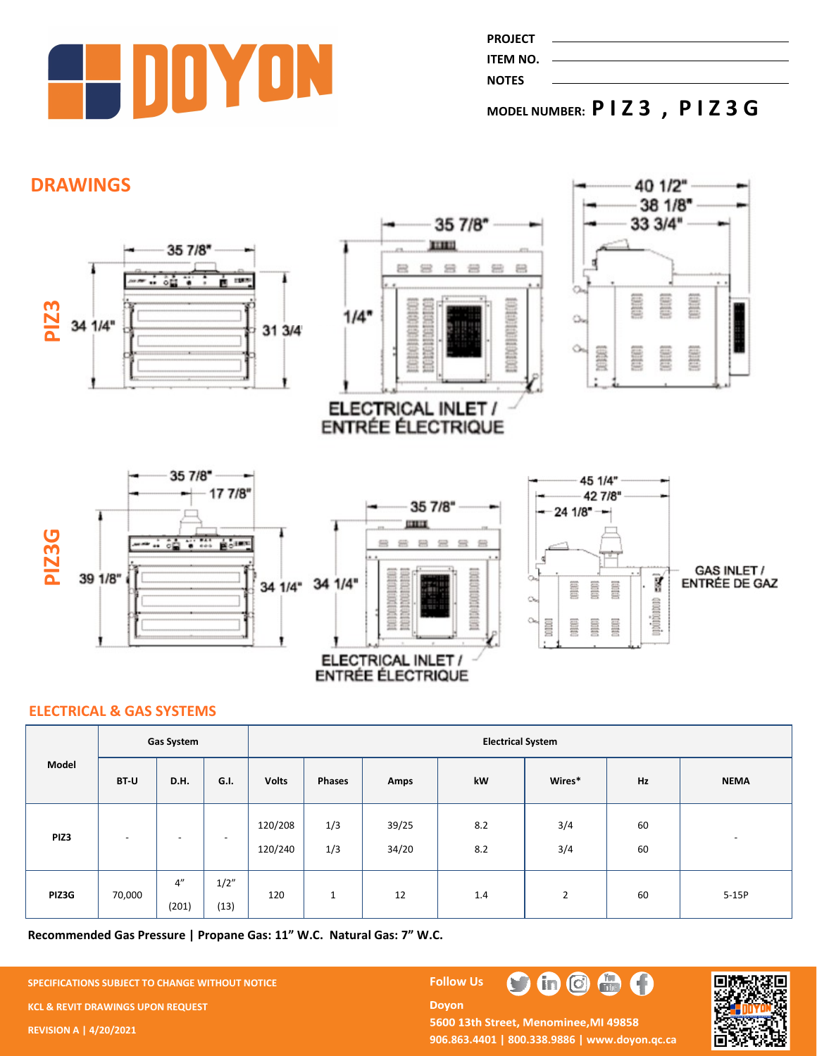DOYON

PROJECT

ITEM NO.

NOTES

MODEL NUMBER: **PIZ3, PIZ3G**

## DRAWINGS

PIZ3

35 7/8"

34 1/4"

31 3/4

35 7/8"

1/4"

ELECTRICAL INLET / ENTRÉE ÉLECTRIQUE

40 1/2"

38 1/8"

33 3/4"

PIZ3G

35 7/8"

17 7/8"

39 1/8"

34 1/4"

34 1/4"

35 7/8"

ELECTRICAL INLET / ENTRÉE ÉLECTRIQUE

45 1/4"

42 7/8"

24 1/8"

GAS INLET / ENTRÉE DE GAZ

## ELECTRICAL & GAS SYSTEMS

| Model | Gas System | | | Electrical System | | | | | | |
|---|---|---|---|---|---|---|---|---|---|---|
| | BT-U | D.H. | G.I. | Volts | Phases | Amps | kW | Wires* | Hz | NEMA |
| PIZ3 | - | - | - | 120/208<br>120/240 | 1/3<br>1/3 | 39/25<br>34/20 | 8.2<br>8.2 | 3/4<br>3/4 | 60<br>60 | - |
| PIZ3G | 70,000 | 4"<br>(201) | 1/2"<br>(13) | 120 | 1 | 12 | 1.4 | 2 | 60 | 5-15P |

**Recommended Gas Pressure | Propane Gas: 11" W.C. Natural Gas: 7" W.C.**

SPECIFICATIONS SUBJECT TO CHANGE WITHOUT NOTICE

KCL & REVIT DRAWINGS UPON REQUEST

REVISION A | 4/20/2021

Follow Us

Doyon

5600 13th Street, Menominee,MI 49858

906.863.4401 | 800.338.9886 | www.doyon.qc.ca